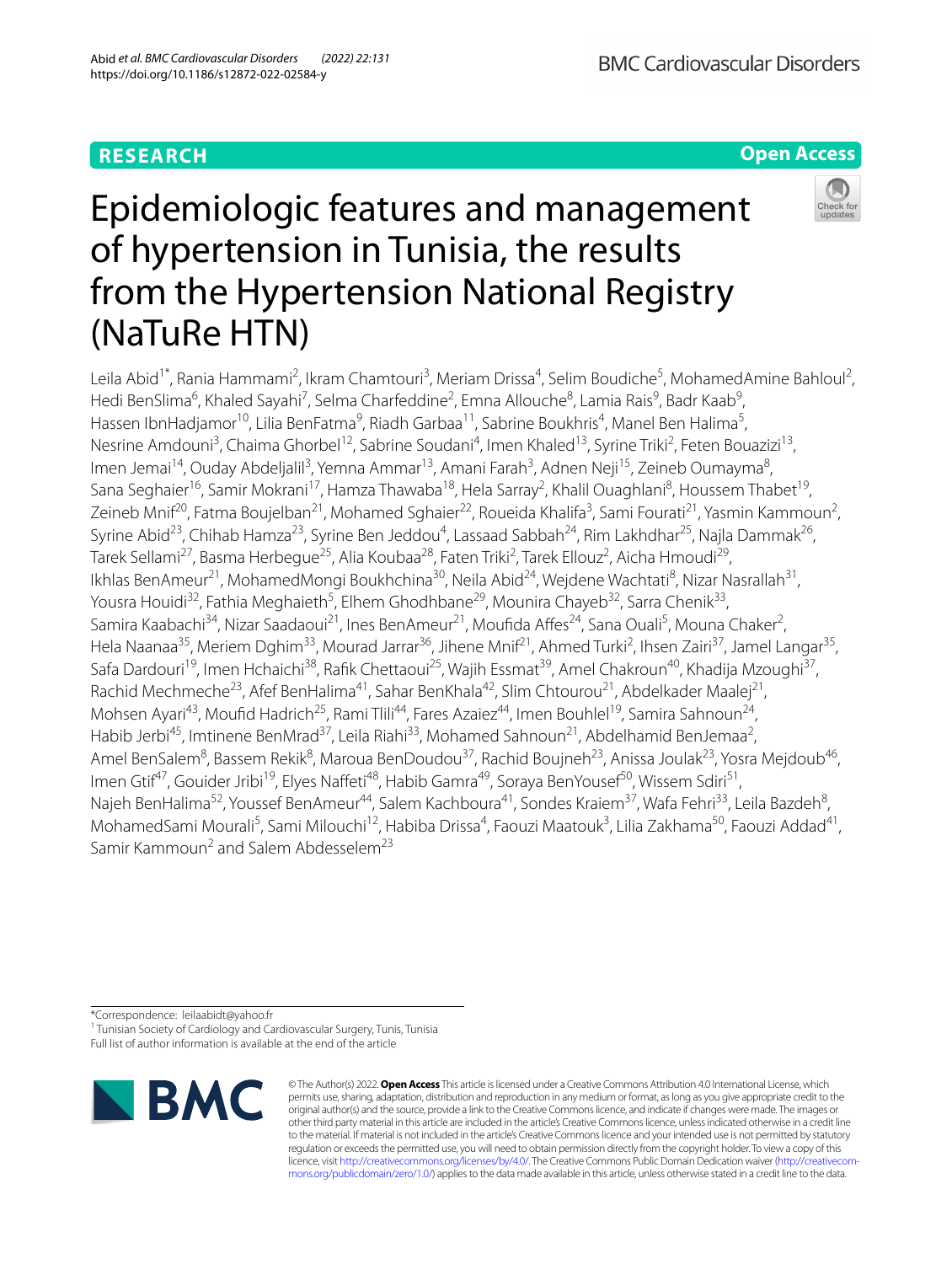RESEARCH

Open Access

# Epidemiologic features and management of hypertension in Tunisia, the results from the Hypertension National Registry (NaTuRe HTN)

Leila Abid[1*], Rania Hammami[2], Ikram Chamtouri[3], Meriam Drissa[4], Selim Boudiche[5], MohamedAmine Bahloul[2], Hedi BenSlima[6], Khaled Sayahi[7], Selma Charfeddine[2], Emna Allouche[8], Lamia Rais[9], Badr Kaab[9], Hassen IbnHadjamor[10], Lilia BenFatma[9], Riadh Garbaa[11], Sabrine Boukhris[4], Manel Ben Halima[5], Nesrine Amdouni[3], Chaima Ghorbel[12], Sabrine Soudani[4], Imen Khaled[13], Syrine Triki[2], Feten Bouazizi[13], Imen Jemai[14], Ouday Abdeljalil[3], Yemna Ammar[13], Amani Farah[3], Adnen Neji[15], Zeineb Oumayma[8], Sana Seghaier[16], Samir Mokrani[17], Hamza Thawaba[18], Hela Sarray[2], Khalil Ouaghlani[8], Houssem Thabet[19], Zeineb Mnif[20], Fatma Boujelban[21], Mohamed Sghaier[22], Roueida Khalifa[3], Sami Fourati[21], Yasmin Kammoun[2], Syrine Abid[23], Chihab Hamza[23], Syrine Ben Jeddou[4], Lassaad Sabbah[24], Rim Lakhdhar[25], Najla Dammak[26], Tarek Sellami[27], Basma Herbegue[25], Alia Koubaa[28], Faten Triki[2], Tarek Ellouz[2], Aicha Hmoudi[29], Ikhlas BenAmeur[21], MohamedMongi Boukhchina[30], Neila Abid[24], Wejdene Wachtati[8], Nizar Nasrallah[31], Yousra Houidi[32], Fathia Meghaieth[5], Elhem Ghodhbane[29], Mounira Chayeb[32], Sarra Chenik[33], Samira Kaabachi[34], Nizar Saadaoui[21], Ines BenAmeur[21], Moufida Affes[24], Sana Ouali[5], Mouna Chaker[2], Hela Naanaa[35], Meriem Dghim[33], Mourad Jarrar[36], Jihene Mnif[21], Ahmed Turki[2], Ihsen Zairi[37], Jamel Langar[35], Safa Dardouri[19], Imen Hchaichi[38], Rafik Chettaoui[25], Wajih Essmat[39], Amel Chakroun[40], Khadija Mzoughi[37], Rachid Mechmeche[23], Afef BenHalima[41], Sahar BenKhala[42], Slim Chtourou[21], Abdelkader Maalej[21], Mohsen Ayari[43], Moufid Hadrich[25], Rami Tlili[44], Fares Azaiez[44], Imen Bouhlel[19], Samira Sahnoun[24], Habib Jerbi[45], Imtinene BenMrad[37], Leila Riahi[33], Mohamed Sahnoun[21], Abdelhamid BenJemaa[2], Amel BenSalem[8], Bassem Rekik[8], Maroua BenDoudou[37], Rachid Boujneh[23], Anissa Joulak[23], Yosra Mejdoub[46], Imen Gtif[47], Gouider Jribi[19], Elyes Naffeti[48], Habib Gamra[49], Soraya BenYousef[50], Wissem Sdiri[51], Najeh BenHalima[52], Youssef BenAmeur[44], Salem Kachboura[41], Sondes Kraiem[37], Wafa Fehri[33], Leila Bazdeh[8], MohamedSami Mourali[5], Sami Milouchi[12], Habiba Drissa[4], Faouzi Maatouk[3], Lilia Zakhama[50], Faouzi Addad[41], Samir Kammoun[2] and Salem Abdesselem[23]

*Correspondence: leilaabidt@yahoo.fr
[1] Tunisian Society of Cardiology and Cardiovascular Surgery, Tunis, Tunisia
Full list of author information is available at the end of the article

© The Author(s) 2022. **Open Access** This article is licensed under a Creative Commons Attribution 4.0 International License, which permits use, sharing, adaptation, distribution and reproduction in any medium or format, as long as you give appropriate credit to the original author(s) and the source, provide a link to the Creative Commons licence, and indicate if changes were made. The images or other third party material in this article are included in the article's Creative Commons licence, unless indicated otherwise in a credit line to the material. If material is not included in the article's Creative Commons licence and your intended use is not permitted by statutory regulation or exceeds the permitted use, you will need to obtain permission directly from the copyright holder. To view a copy of this licence, visit http://creativecommons.org/licenses/by/4.0/. The Creative Commons Public Domain Dedication waiver (http://creativecommons.org/publicdomain/zero/1.0/) applies to the data made available in this article, unless otherwise stated in a credit line to the data.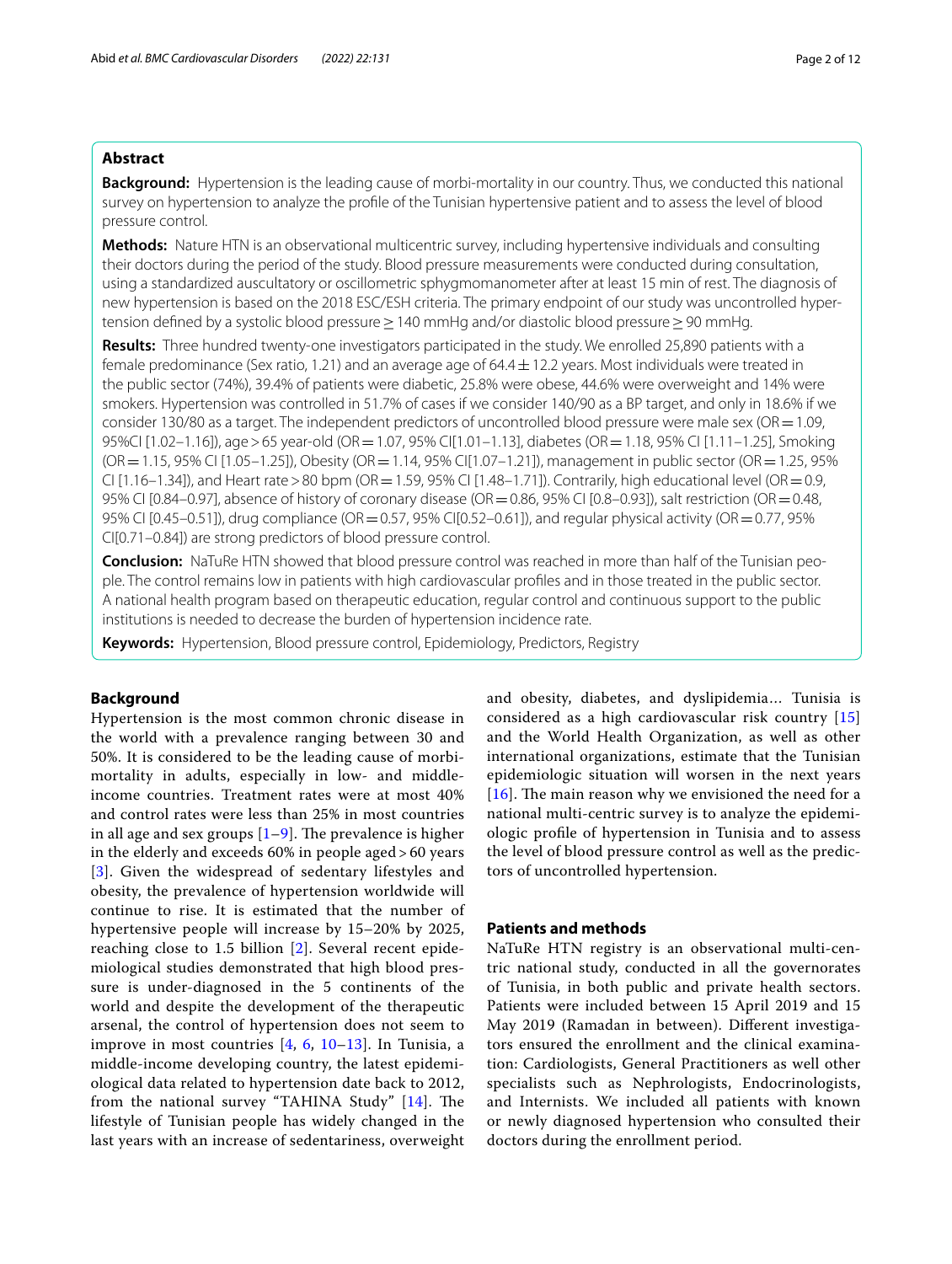## Abstract

**Background:** Hypertension is the leading cause of morbi-mortality in our country. Thus, we conducted this national survey on hypertension to analyze the profile of the Tunisian hypertensive patient and to assess the level of blood pressure control.

**Methods:** Nature HTN is an observational multicentric survey, including hypertensive individuals and consulting their doctors during the period of the study. Blood pressure measurements were conducted during consultation, using a standardized auscultatory or oscillometric sphygmomanometer after at least 15 min of rest. The diagnosis of new hypertension is based on the 2018 ESC/ESH criteria. The primary endpoint of our study was uncontrolled hypertension defined by a systolic blood pressure ≥ 140 mmHg and/or diastolic blood pressure ≥ 90 mmHg.

**Results:** Three hundred twenty-one investigators participated in the study. We enrolled 25,890 patients with a female predominance (Sex ratio, 1.21) and an average age of 64.4 ± 12.2 years. Most individuals were treated in the public sector (74%), 39.4% of patients were diabetic, 25.8% were obese, 44.6% were overweight and 14% were smokers. Hypertension was controlled in 51.7% of cases if we consider 140/90 as a BP target, and only in 18.6% if we consider 130/80 as a target. The independent predictors of uncontrolled blood pressure were male sex (OR = 1.09, 95%CI [1.02–1.16]), age > 65 year-old (OR = 1.07, 95% CI[1.01–1.13], diabetes (OR = 1.18, 95% CI [1.11–1.25], Smoking (OR = 1.15, 95% CI [1.05–1.25]), Obesity (OR = 1.14, 95% CI[1.07–1.21]), management in public sector (OR = 1.25, 95% CI [1.16–1.34]), and Heart rate > 80 bpm (OR = 1.59, 95% CI [1.48–1.71]). Contrarily, high educational level (OR = 0.9, 95% CI [0.84–0.97], absence of history of coronary disease (OR = 0.86, 95% CI [0.8–0.93]), salt restriction (OR = 0.48, 95% CI [0.45–0.51]), drug compliance (OR = 0.57, 95% CI[0.52–0.61]), and regular physical activity (OR = 0.77, 95% CI[0.71–0.84]) are strong predictors of blood pressure control.

**Conclusion:** NaTuRe HTN showed that blood pressure control was reached in more than half of the Tunisian people. The control remains low in patients with high cardiovascular profiles and in those treated in the public sector. A national health program based on therapeutic education, regular control and continuous support to the public institutions is needed to decrease the burden of hypertension incidence rate.

**Keywords:** Hypertension, Blood pressure control, Epidemiology, Predictors, Registry

## Background

Hypertension is the most common chronic disease in the world with a prevalence ranging between 30 and 50%. It is considered to be the leading cause of morbi-mortality in adults, especially in low- and middle-income countries. Treatment rates were at most 40% and control rates were less than 25% in most countries in all age and sex groups [1–9]. The prevalence is higher in the elderly and exceeds 60% in people aged > 60 years [3]. Given the widespread of sedentary lifestyles and obesity, the prevalence of hypertension worldwide will continue to rise. It is estimated that the number of hypertensive people will increase by 15–20% by 2025, reaching close to 1.5 billion [2]. Several recent epidemiological studies demonstrated that high blood pressure is under-diagnosed in the 5 continents of the world and despite the development of the therapeutic arsenal, the control of hypertension does not seem to improve in most countries [4, 6, 10–13]. In Tunisia, a middle-income developing country, the latest epidemiological data related to hypertension date back to 2012, from the national survey "TAHINA Study" [14]. The lifestyle of Tunisian people has widely changed in the last years with an increase of sedentariness, overweight and obesity, diabetes, and dyslipidemia… Tunisia is considered as a high cardiovascular risk country [15] and the World Health Organization, as well as other international organizations, estimate that the Tunisian epidemiologic situation will worsen in the next years [16]. The main reason why we envisioned the need for a national multi-centric survey is to analyze the epidemiologic profile of hypertension in Tunisia and to assess the level of blood pressure control as well as the predictors of uncontrolled hypertension.

## Patients and methods

NaTuRe HTN registry is an observational multi-centric national study, conducted in all the governorates of Tunisia, in both public and private health sectors. Patients were included between 15 April 2019 and 15 May 2019 (Ramadan in between). Different investigators ensured the enrollment and the clinical examination: Cardiologists, General Practitioners as well other specialists such as Nephrologists, Endocrinologists, and Internists. We included all patients with known or newly diagnosed hypertension who consulted their doctors during the enrollment period.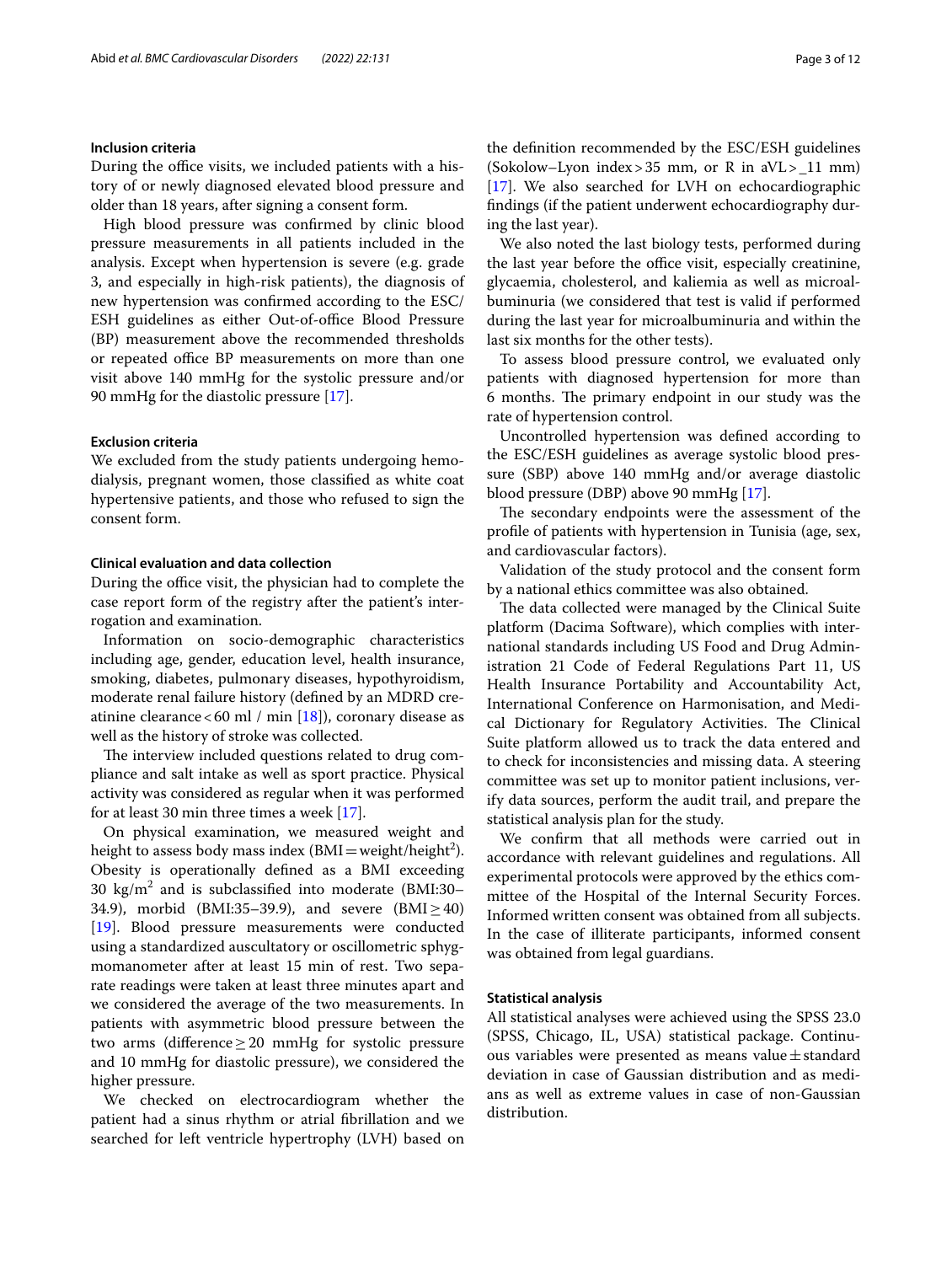### Inclusion criteria

During the office visits, we included patients with a history of or newly diagnosed elevated blood pressure and older than 18 years, after signing a consent form.

High blood pressure was confirmed by clinic blood pressure measurements in all patients included in the analysis. Except when hypertension is severe (e.g. grade 3, and especially in high-risk patients), the diagnosis of new hypertension was confirmed according to the ESC/ESH guidelines as either Out-of-office Blood Pressure (BP) measurement above the recommended thresholds or repeated office BP measurements on more than one visit above 140 mmHg for the systolic pressure and/or 90 mmHg for the diastolic pressure [17].

### Exclusion criteria

We excluded from the study patients undergoing hemodialysis, pregnant women, those classified as white coat hypertensive patients, and those who refused to sign the consent form.

### Clinical evaluation and data collection

During the office visit, the physician had to complete the case report form of the registry after the patient's interrogation and examination.

Information on socio-demographic characteristics including age, gender, education level, health insurance, smoking, diabetes, pulmonary diseases, hypothyroidism, moderate renal failure history (defined by an MDRD creatinine clearance < 60 ml / min [18]), coronary disease as well as the history of stroke was collected.

The interview included questions related to drug compliance and salt intake as well as sport practice. Physical activity was considered as regular when it was performed for at least 30 min three times a week [17].

On physical examination, we measured weight and height to assess body mass index (BMI = weight/height$^2$). Obesity is operationally defined as a BMI exceeding 30 kg/m$^2$ and is subclassified into moderate (BMI:30–34.9), morbid (BMI:35–39.9), and severe (BMI ≥ 40) [19]. Blood pressure measurements were conducted using a standardized auscultatory or oscillometric sphygmomanometer after at least 15 min of rest. Two separate readings were taken at least three minutes apart and we considered the average of the two measurements. In patients with asymmetric blood pressure between the two arms (difference ≥ 20 mmHg for systolic pressure and 10 mmHg for diastolic pressure), we considered the higher pressure.

We checked on electrocardiogram whether the patient had a sinus rhythm or atrial fibrillation and we searched for left ventricle hypertrophy (LVH) based on the definition recommended by the ESC/ESH guidelines (Sokolow–Lyon index > 35 mm, or R in aVL >_11 mm) [17]. We also searched for LVH on echocardiographic findings (if the patient underwent echocardiography during the last year).

We also noted the last biology tests, performed during the last year before the office visit, especially creatinine, glycaemia, cholesterol, and kaliemia as well as microalbuminuria (we considered that test is valid if performed during the last year for microalbuminuria and within the last six months for the other tests).

To assess blood pressure control, we evaluated only patients with diagnosed hypertension for more than 6 months. The primary endpoint in our study was the rate of hypertension control.

Uncontrolled hypertension was defined according to the ESC/ESH guidelines as average systolic blood pressure (SBP) above 140 mmHg and/or average diastolic blood pressure (DBP) above 90 mmHg [17].

The secondary endpoints were the assessment of the profile of patients with hypertension in Tunisia (age, sex, and cardiovascular factors).

Validation of the study protocol and the consent form by a national ethics committee was also obtained.

The data collected were managed by the Clinical Suite platform (Dacima Software), which complies with international standards including US Food and Drug Administration 21 Code of Federal Regulations Part 11, US Health Insurance Portability and Accountability Act, International Conference on Harmonisation, and Medical Dictionary for Regulatory Activities. The Clinical Suite platform allowed us to track the data entered and to check for inconsistencies and missing data. A steering committee was set up to monitor patient inclusions, verify data sources, perform the audit trail, and prepare the statistical analysis plan for the study.

We confirm that all methods were carried out in accordance with relevant guidelines and regulations. All experimental protocols were approved by the ethics committee of the Hospital of the Internal Security Forces. Informed written consent was obtained from all subjects. In the case of illiterate participants, informed consent was obtained from legal guardians.

### Statistical analysis

All statistical analyses were achieved using the SPSS 23.0 (SPSS, Chicago, IL, USA) statistical package. Continuous variables were presented as means value ± standard deviation in case of Gaussian distribution and as medians as well as extreme values in case of non-Gaussian distribution.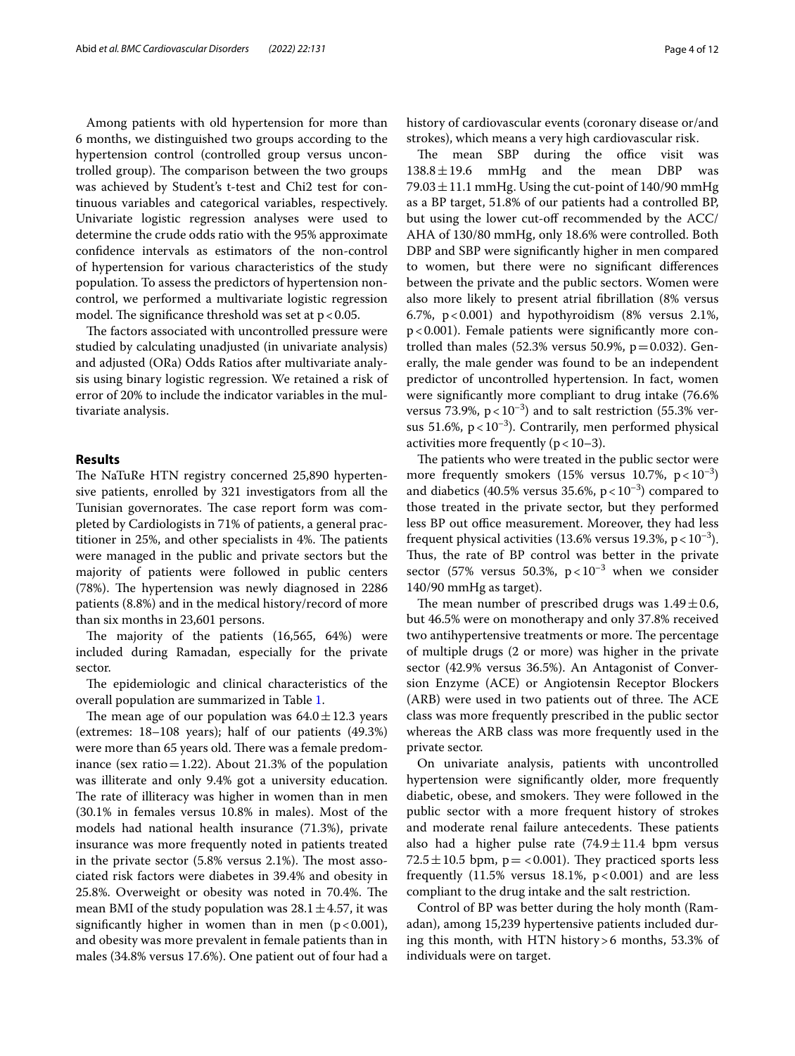Among patients with old hypertension for more than 6 months, we distinguished two groups according to the hypertension control (controlled group versus uncontrolled group). The comparison between the two groups was achieved by Student's t-test and Chi2 test for continuous variables and categorical variables, respectively. Univariate logistic regression analyses were used to determine the crude odds ratio with the 95% approximate confidence intervals as estimators of the non-control of hypertension for various characteristics of the study population. To assess the predictors of hypertension non-control, we performed a multivariate logistic regression model. The significance threshold was set at $p<0.05$.

The factors associated with uncontrolled pressure were studied by calculating unadjusted (in univariate analysis) and adjusted (ORa) Odds Ratios after multivariate analysis using binary logistic regression. We retained a risk of error of 20% to include the indicator variables in the multivariate analysis.

## Results

The NaTuRe HTN registry concerned 25,890 hypertensive patients, enrolled by 321 investigators from all the Tunisian governorates. The case report form was completed by Cardiologists in 71% of patients, a general practitioner in 25%, and other specialists in 4%. The patients were managed in the public and private sectors but the majority of patients were followed in public centers (78%). The hypertension was newly diagnosed in 2286 patients (8.8%) and in the medical history/record of more than six months in 23,601 persons.

The majority of the patients (16,565, 64%) were included during Ramadan, especially for the private sector.

The epidemiologic and clinical characteristics of the overall population are summarized in Table 1.

The mean age of our population was $64.0\pm12.3$ years (extremes: 18–108 years); half of our patients (49.3%) were more than 65 years old. There was a female predominance (sex ratio = 1.22). About 21.3% of the population was illiterate and only 9.4% got a university education. The rate of illiteracy was higher in women than in men (30.1% in females versus 10.8% in males). Most of the models had national health insurance (71.3%), private insurance was more frequently noted in patients treated in the private sector (5.8% versus 2.1%). The most associated risk factors were diabetes in 39.4% and obesity in 25.8%. Overweight or obesity was noted in 70.4%. The mean BMI of the study population was $28.1\pm4.57$, it was significantly higher in women than in men ($p<0.001$), and obesity was more prevalent in female patients than in males (34.8% versus 17.6%). One patient out of four had a history of cardiovascular events (coronary disease or/and strokes), which means a very high cardiovascular risk.

The mean SBP during the office visit was $138.8\pm19.6$ mmHg and the mean DBP was $79.03\pm11.1$ mmHg. Using the cut-point of 140/90 mmHg as a BP target, 51.8% of our patients had a controlled BP, but using the lower cut-off recommended by the ACC/AHA of 130/80 mmHg, only 18.6% were controlled. Both DBP and SBP were significantly higher in men compared to women, but there were no significant differences between the private and the public sectors. Women were also more likely to present atrial fibrillation (8% versus 6.7%, $p<0.001$) and hypothyroidism (8% versus 2.1%, $p<0.001$). Female patients were significantly more controlled than males (52.3% versus 50.9%, $p=0.032$). Generally, the male gender was found to be an independent predictor of uncontrolled hypertension. In fact, women were significantly more compliant to drug intake (76.6% versus 73.9%, $p<10^{-3}$) and to salt restriction (55.3% versus 51.6%, $p<10^{-3}$). Contrarily, men performed physical activities more frequently ($p<10–3$).

The patients who were treated in the public sector were more frequently smokers (15% versus 10.7%, $p<10^{-3}$) and diabetics (40.5% versus 35.6%, $p<10^{-3}$) compared to those treated in the private sector, but they performed less BP out office measurement. Moreover, they had less frequent physical activities (13.6% versus 19.3%, $p<10^{-3}$). Thus, the rate of BP control was better in the private sector (57% versus 50.3%, $p<10^{-3}$ when we consider 140/90 mmHg as target).

The mean number of prescribed drugs was $1.49\pm0.6$, but 46.5% were on monotherapy and only 37.8% received two antihypertensive treatments or more. The percentage of multiple drugs (2 or more) was higher in the private sector (42.9% versus 36.5%). An Antagonist of Conversion Enzyme (ACE) or Angiotensin Receptor Blockers (ARB) were used in two patients out of three. The ACE class was more frequently prescribed in the public sector whereas the ARB class was more frequently used in the private sector.

On univariate analysis, patients with uncontrolled hypertension were significantly older, more frequently diabetic, obese, and smokers. They were followed in the public sector with a more frequent history of strokes and moderate renal failure antecedents. These patients also had a higher pulse rate ($74.9\pm11.4$ bpm versus $72.5\pm10.5$ bpm, $p=<0.001$). They practiced sports less frequently (11.5% versus 18.1%, $p<0.001$) and are less compliant to the drug intake and the salt restriction.

Control of BP was better during the holy month (Ramadan), among 15,239 hypertensive patients included during this month, with HTN history > 6 months, 53.3% of individuals were on target.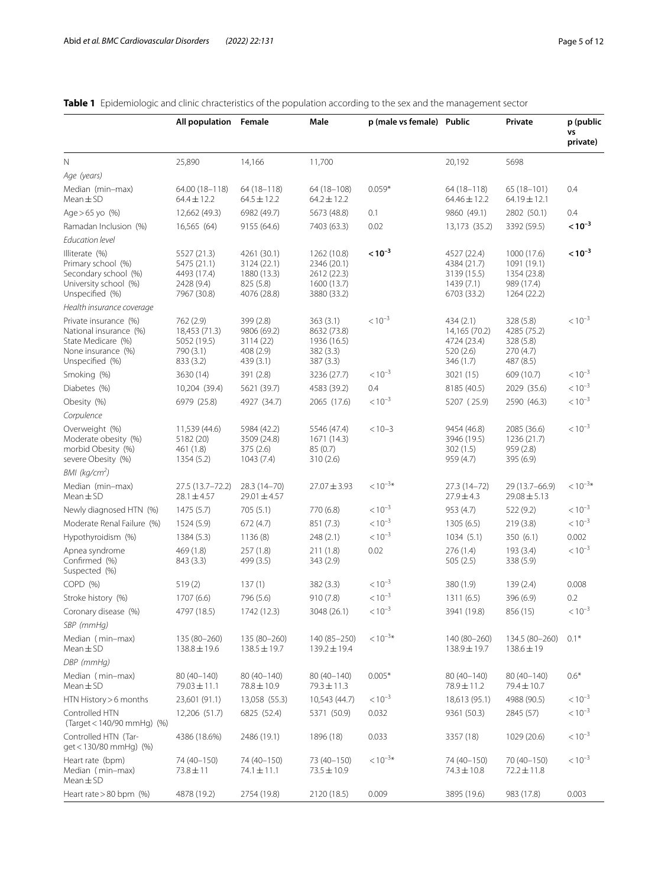**Table 1** Epidemiologic and clinic chracteristics of the population according to the sex and the management sector

| | All population | Female | Male | p (male vs female) | Public | Private | p (public vs private) |
|---|---|---|---|---|---|---|---|
| N | 25,890 | 14,166 | 11,700 | | 20,192 | 5698 | |
| *Age (years)* | | | | | | | |
| Median (min–max)<br>Mean ± SD | 64.00 (18–118)<br>64.4 ± 12.2 | 64 (18–118)<br>64.5 ± 12.2 | 64 (18–108)<br>64.2 ± 12.2 | 0.059* | 64 (18–118)<br>64.46 ± 12.2 | 65 (18–101)<br>64.19 ± 12.1 | 0.4 |
| Age > 65 yo (%) | 12,662 (49.3) | 6982 (49.7) | 5673 (48.8) | 0.1 | 9860 (49.1) | 2802 (50.1) | 0.4 |
| Ramadan Inclusion (%) | 16,565 (64) | 9155 (64.6) | 7403 (63.3) | 0.02 | 13,173 (35.2) | 3392 (59.5) | **$<10^{-3}$** |
| *Education level* | | | | | | | |
| Illiterate (%)<br>Primary school (%)<br>Secondary school (%)<br>University school (%)<br>Unspecified (%) | 5527 (21.3)<br>5475 (21.1)<br>4493 (17.4)<br>2428 (9.4)<br>7967 (30.8) | 4261 (30.1)<br>3124 (22.1)<br>1880 (13.3)<br>825 (5.8)<br>4076 (28.8) | 1262 (10.8)<br>2346 (20.1)<br>2612 (22.3)<br>1600 (13.7)<br>3880 (33.2) | **$<10^{-3}$** | 4527 (22.4)<br>4384 (21.7)<br>3139 (15.5)<br>1439 (7.1)<br>6703 (33.2) | 1000 (17.6)<br>1091 (19.1)<br>1354 (23.8)<br>989 (17.4)<br>1264 (22.2) | **$<10^{-3}$** |
| *Health insurance coverage* | | | | | | | |
| Private insurance (%)<br>National insurance (%)<br>State Medicare (%)<br>None insurance (%)<br>Unspecified (%) | 762 (2.9)<br>18,453 (71.3)<br>5052 (19.5)<br>790 (3.1)<br>833 (3.2) | 399 (2.8)<br>9806 (69.2)<br>3114 (22)<br>408 (2.9)<br>439 (3.1) | 363 (3.1)<br>8632 (73.8)<br>1936 (16.5)<br>382 (3.3)<br>387 (3.3) | $<10^{-3}$ | 434 (2.1)<br>14,165 (70.2)<br>4724 (23.4)<br>520 (2.6)<br>346 (1.7) | 328 (5.8)<br>4285 (75.2)<br>328 (5.8)<br>270 (4.7)<br>487 (8.5) | $<10^{-3}$ |
| Smoking (%) | 3630 (14) | 391 (2.8) | 3236 (27.7) | $<10^{-3}$ | 3021 (15) | 609 (10.7) | $<10^{-3}$ |
| Diabetes (%) | 10,204 (39.4) | 5621 (39.7) | 4583 (39.2) | 0.4 | 8185 (40.5) | 2029 (35.6) | $<10^{-3}$ |
| Obesity (%) | 6979 (25.8) | 4927 (34.7) | 2065 (17.6) | $<10^{-3}$ | 5207 (25.9) | 2590 (46.3) | $<10^{-3}$ |
| *Corpulence* | | | | | | | |
| Overweight (%)<br>Moderate obesity (%)<br>morbid Obesity (%)<br>severe Obesity (%) | 11,539 (44.6)<br>5182 (20)<br>461 (1.8)<br>1354 (5.2) | 5984 (42.2)<br>3509 (24.8)<br>375 (2.6)<br>1043 (7.4) | 5546 (47.4)<br>1671 (14.3)<br>85 (0.7)<br>310 (2.6) | < 10–3 | 9454 (46.8)<br>3946 (19.5)<br>302 (1.5)<br>959 (4.7) | 2085 (36.6)<br>1236 (21.7)<br>959 (2.8)<br>395 (6.9) | $<10^{-3}$ |
| *BMI (kg/cm²)* | | | | | | | |
| Median (min–max)<br>Mean ± SD | 27.5 (13.7–72.2)<br>28.1 ± 4.57 | 28.3 (14–70)<br>29.01 ± 4.57 | 27.07 ± 3.93 | $<10^{-3}$* | 27.3 (14–72)<br>27.9 ± 4.3 | 29 (13.7–66.9)<br>29.08 ± 5.13 | $<10^{-3}$* |
| Newly diagnosed HTN (%) | 1475 (5.7) | 705 (5.1) | 770 (6.8) | $<10^{-3}$ | 953 (4.7) | 522 (9.2) | $<10^{-3}$ |
| Moderate Renal Failure (%) | 1524 (5.9) | 672 (4.7) | 851 (7.3) | $<10^{-3}$ | 1305 (6.5) | 219 (3.8) | $<10^{-3}$ |
| Hypothyroidism (%) | 1384 (5.3) | 1136 (8) | 248 (2.1) | $<10^{-3}$ | 1034 (5.1) | 350 (6.1) | 0.002 |
| Apnea syndrome<br>Confirmed (%)<br>Suspected (%) | 469 (1.8)<br>843 (3.3) | 257 (1.8)<br>499 (3.5) | 211 (1.8)<br>343 (2.9) | 0.02 | 276 (1.4)<br>505 (2.5) | 193 (3.4)<br>338 (5.9) | $<10^{-3}$ |
| COPD (%) | 519 (2) | 137 (1) | 382 (3.3) | $<10^{-3}$ | 380 (1.9) | 139 (2.4) | 0.008 |
| Stroke history (%) | 1707 (6.6) | 796 (5.6) | 910 (7.8) | $<10^{-3}$ | 1311 (6.5) | 396 (6.9) | 0.2 |
| Coronary disease (%) | 4797 (18.5) | 1742 (12.3) | 3048 (26.1) | $<10^{-3}$ | 3941 (19.8) | 856 (15) | $<10^{-3}$ |
| *SBP (mmHg)* | | | | | | | |
| Median (min–max)<br>Mean ± SD | 135 (80–260)<br>138.8 ± 19.6 | 135 (80–260)<br>138.5 ± 19.7 | 140 (85–250)<br>139.2 ± 19.4 | $<10^{-3}$* | 140 (80–260)<br>138.9 ± 19.7 | 134.5 (80–260)<br>138.6 ± 19 | 0.1* |
| *DBP (mmHg)* | | | | | | | |
| Median (min–max)<br>Mean ± SD | 80 (40–140)<br>79.03 ± 11.1 | 80 (40–140)<br>78.8 ± 10.9 | 80 (40–140)<br>79.3 ± 11.3 | 0.005* | 80 (40–140)<br>78.9 ± 11.2 | 80 (40–140)<br>79.4 ± 10.7 | 0.6* |
| HTN History > 6 months | 23,601 (91.1) | 13,058 (55.3) | 10,543 (44.7) | $<10^{-3}$ | 18,613 (95.1) | 4988 (90.5) | $<10^{-3}$ |
| Controlled HTN (Target < 140/90 mmHg) (%) | 12,206 (51.7) | 6825 (52.4) | 5371 (50.9) | 0.032 | 9361 (50.3) | 2845 (57) | $<10^{-3}$ |
| Controlled HTN (Target < 130/80 mmHg) (%) | 4386 (18.6%) | 2486 (19.1) | 1896 (18) | 0.033 | 3357 (18) | 1029 (20.6) | $<10^{-3}$ |
| Heart rate (bpm)<br>Median (min–max)<br>Mean ± SD | 74 (40–150)<br>73.8 ± 11 | 74 (40–150)<br>74.1 ± 11.1 | 73 (40–150)<br>73.5 ± 10.9 | $<10^{-3}$* | 74 (40–150)<br>74.3 ± 10.8 | 70 (40–150)<br>72.2 ± 11.8 | $<10^{-3}$ |
| Heart rate > 80 bpm (%) | 4878 (19.2) | 2754 (19.8) | 2120 (18.5) | 0.009 | 3895 (19.6) | 983 (17.8) | 0.003 |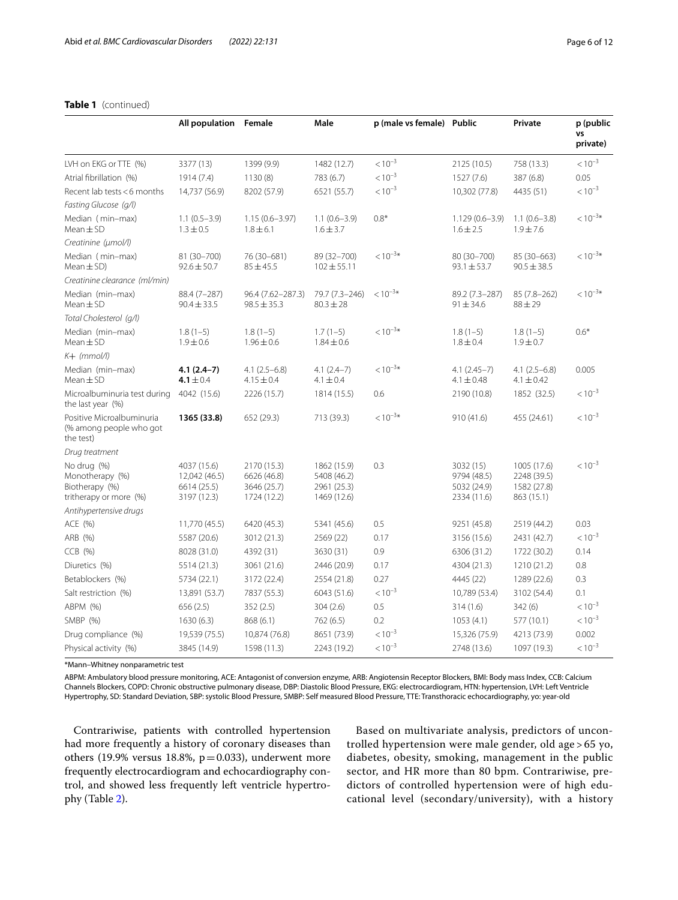**Table 1** (continued)

| | All population | Female | Male | p (male vs female) | Public | Private | p (public vs private) |
|---|---|---|---|---|---|---|---|
| LVH on EKG or TTE (%) | 3377 (13) | 1399 (9.9) | 1482 (12.7) | $<10^{-3}$ | 2125 (10.5) | 758 (13.3) | $<10^{-3}$ |
| Atrial fibrillation (%) | 1914 (7.4) | 1130 (8) | 783 (6.7) | $<10^{-3}$ | 1527 (7.6) | 387 (6.8) | 0.05 |
| Recent lab tests < 6 months | 14,737 (56.9) | 8202 (57.9) | 6521 (55.7) | $<10^{-3}$ | 10,302 (77.8) | 4435 (51) | $<10^{-3}$ |
| *Fasting Glucose (g/l)* | | | | | | | |
| Median (min–max)<br>Mean ± SD | 1.1 (0.5–3.9)<br>1.3 ± 0.5 | 1.15 (0.6–3.97)<br>1.8 ± 6.1 | 1.1 (0.6–3.9)<br>1.6 ± 3.7 | 0.8* | 1.129 (0.6–3.9)<br>1.6 ± 2.5 | 1.1 (0.6–3.8)<br>1.9 ± 7.6 | $<10^{-3}$* |
| *Creatinine (μmol/l)* | | | | | | | |
| Median (min–max)<br>Mean ± SD) | 81 (30–700)<br>92.6 ± 50.7 | 76 (30–681)<br>85 ± 45.5 | 89 (32–700)<br>102 ± 55.11 | $<10^{-3}$* | 80 (30–700)<br>93.1 ± 53.7 | 85 (30–663)<br>90.5 ± 38.5 | $<10^{-3}$* |
| *Creatinine clearance (ml/min)* | | | | | | | |
| Median (min–max)<br>Mean ± SD | 88.4 (7–287)<br>90.4 ± 33.5 | 96.4 (7.62–287.3)<br>98.5 ± 35.3 | 79.7 (7.3–246)<br>80.3 ± 28 | $<10^{-3}$* | 89.2 (7.3–287)<br>91 ± 34.6 | 85 (7.8–262)<br>88 ± 29 | $<10^{-3}$* |
| *Total Cholesterol (g/l)* | | | | | | | |
| Median (min–max)<br>Mean ± SD | 1.8 (1–5)<br>1.9 ± 0.6 | 1.8 (1–5)<br>1.96 ± 0.6 | 1.7 (1–5)<br>1.84 ± 0.6 | $<10^{-3}$* | 1.8 (1–5)<br>1.8 ± 0.4 | 1.8 (1–5)<br>1.9 ± 0.7 | 0.6* |
| *K+ (mmol/l)* | | | | | | | |
| Median (min–max)<br>Mean ± SD | **4.1 (2.4–7)**<br>**4.1** ± 0.4 | 4.1 (2.5–6.8)<br>4.15 ± 0.4 | 4.1 (2.4–7)<br>4.1 ± 0.4 | $<10^{-3}$* | 4.1 (2.45–7)<br>4.1 ± 0.48 | 4.1 (2.5–6.8)<br>4.1 ± 0.42 | 0.005 |
| Microalbuminuria test during the last year (%) | 4042 (15.6) | 2226 (15.7) | 1814 (15.5) | 0.6 | 2190 (10.8) | 1852 (32.5) | $<10^{-3}$ |
| Positive Microalbuminuria (% among people who got the test) | **1365 (33.8)** | 652 (29.3) | 713 (39.3) | $<10^{-3}$* | 910 (41.6) | 455 (24.61) | $<10^{-3}$ |
| *Drug treatment* | | | | | | | |
| No drug (%)<br>Monotherapy (%)<br>Biotherapy (%)<br>tritherapy or more (%) | 4037 (15.6)<br>12,042 (46.5)<br>6614 (25.5)<br>3197 (12.3) | 2170 (15.3)<br>6626 (46.8)<br>3646 (25.7)<br>1724 (12.2) | 1862 (15.9)<br>5408 (46.2)<br>2961 (25.3)<br>1469 (12.6) | 0.3 | 3032 (15)<br>9794 (48.5)<br>5032 (24.9)<br>2334 (11.6) | 1005 (17.6)<br>2248 (39.5)<br>1582 (27.8)<br>863 (15.1) | $<10^{-3}$ |
| *Antihypertensive drugs* | | | | | | | |
| ACE (%) | 11,770 (45.5) | 6420 (45.3) | 5341 (45.6) | 0.5 | 9251 (45.8) | 2519 (44.2) | 0.03 |
| ARB (%) | 5587 (20.6) | 3012 (21.3) | 2569 (22) | 0.17 | 3156 (15.6) | 2431 (42.7) | $<10^{-3}$ |
| CCB (%) | 8028 (31.0) | 4392 (31) | 3630 (31) | 0.9 | 6306 (31.2) | 1722 (30.2) | 0.14 |
| Diuretics (%) | 5514 (21.3) | 3061 (21.6) | 2446 (20.9) | 0.17 | 4304 (21.3) | 1210 (21.2) | 0.8 |
| Betablockers (%) | 5734 (22.1) | 3172 (22.4) | 2554 (21.8) | 0.27 | 4445 (22) | 1289 (22.6) | 0.3 |
| Salt restriction (%) | 13,891 (53.7) | 7837 (55.3) | 6043 (51.6) | $<10^{-3}$ | 10,789 (53.4) | 3102 (54.4) | 0.1 |
| ABPM (%) | 656 (2.5) | 352 (2.5) | 304 (2.6) | 0.5 | 314 (1.6) | 342 (6) | $<10^{-3}$ |
| SMBP (%) | 1630 (6.3) | 868 (6.1) | 762 (6.5) | 0.2 | 1053 (4.1) | 577 (10.1) | $<10^{-3}$ |
| Drug compliance (%) | 19,539 (75.5) | 10,874 (76.8) | 8651 (73.9) | $<10^{-3}$ | 15,326 (75.9) | 4213 (73.9) | 0.002 |
| Physical activity (%) | 3845 (14.9) | 1598 (11.3) | 2243 (19.2) | $<10^{-3}$ | 2748 (13.6) | 1097 (19.3) | $<10^{-3}$ |

*Mann–Whitney nonparametric test

ABPM: Ambulatory blood pressure monitoring, ACE: Antagonist of conversion enzyme, ARB: Angiotensin Receptor Blockers, BMI: Body mass Index, CCB: Calcium Channels Blockers, COPD: Chronic obstructive pulmonary disease, DBP: Diastolic Blood Pressure, EKG: electrocardiogram, HTN: hypertension, LVH: Left Ventricle Hypertrophy, SD: Standard Deviation, SBP: systolic Blood Pressure, SMBP: Self measured Blood Pressure, TTE: Transthoracic echocardiography, yo: year-old

Contrariwise, patients with controlled hypertension had more frequently a history of coronary diseases than others (19.9% versus 18.8%, $p=0.033$), underwent more frequently electrocardiogram and echocardiography control, and showed less frequently left ventricle hypertrophy (Table 2).

Based on multivariate analysis, predictors of uncontrolled hypertension were male gender, old age > 65 yo, diabetes, obesity, smoking, management in the public sector, and HR more than 80 bpm. Contrariwise, predictors of controlled hypertension were of high educational level (secondary/university), with a history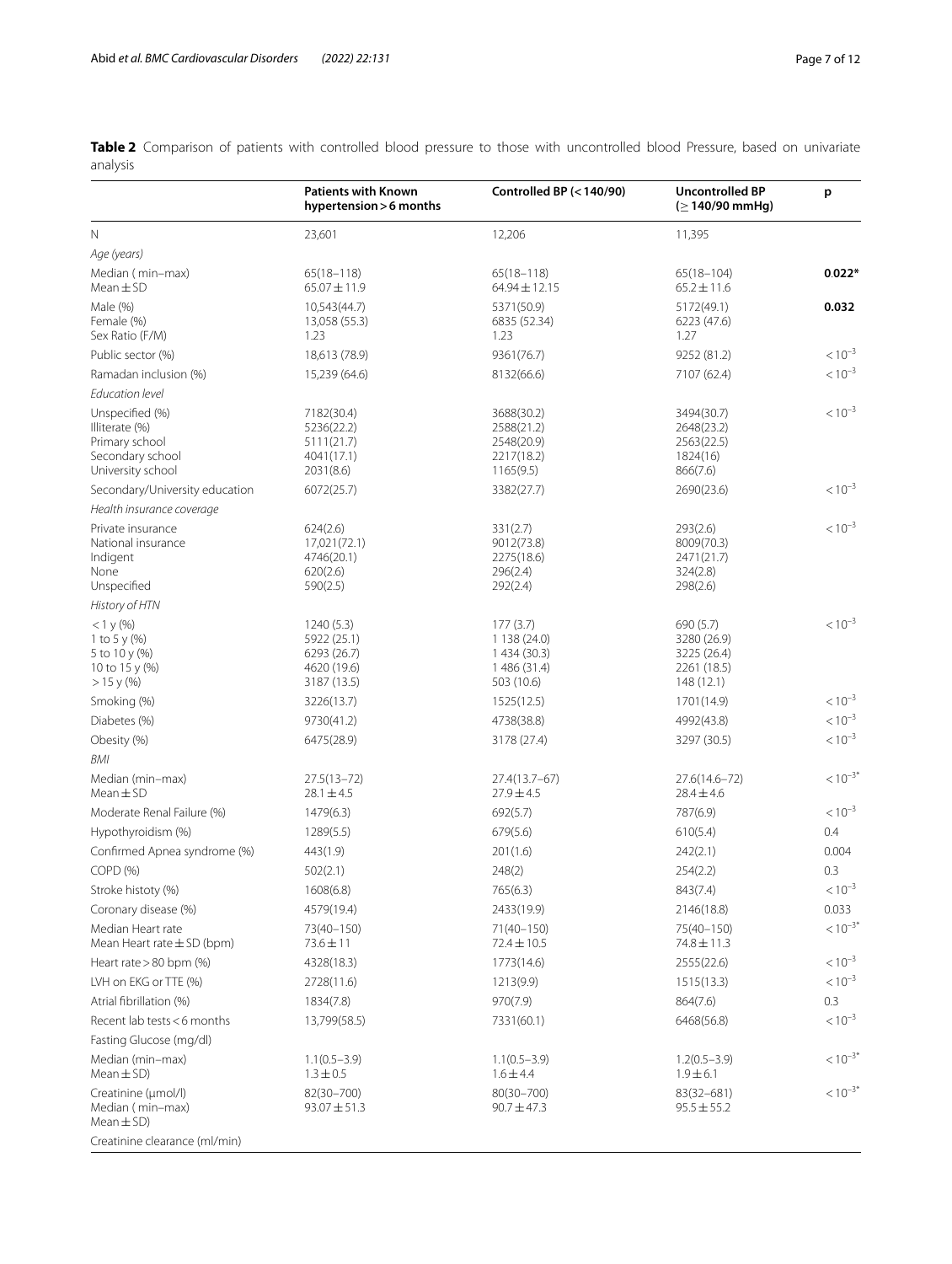**Table 2** Comparison of patients with controlled blood pressure to those with uncontrolled blood Pressure, based on univariate analysis

| | Patients with Known hypertension > 6 months | Controlled BP (< 140/90) | Uncontrolled BP (≥ 140/90 mmHg) | p |
|---|---|---|---|---|
| N | 23,601 | 12,206 | 11,395 | |
| *Age (years)* | | | | |
| Median ( min–max)<br>Mean ± SD | 65(18–118)<br>65.07 ± 11.9 | 65(18–118)<br>64.94 ± 12.15 | 65(18–104)<br>65.2 ± 11.6 | **0.022*** |
| Male (%)<br>Female (%)<br>Sex Ratio (F/M) | 10,543(44.7)<br>13,058 (55.3)<br>1.23 | 5371(50.9)<br>6835 (52.34)<br>1.23 | 5172(49.1)<br>6223 (47.6)<br>1.27 | **0.032** |
| Public sector (%) | 18,613 (78.9) | 9361(76.7) | 9252 (81.2) | $< 10^{-3}$ |
| Ramadan inclusion (%) | 15,239 (64.6) | 8132(66.6) | 7107 (62.4) | $< 10^{-3}$ |
| *Education level* | | | | |
| Unspecified (%)<br>Illiterate (%)<br>Primary school<br>Secondary school<br>University school | 7182(30.4)<br>5236(22.2)<br>5111(21.7)<br>4041(17.1)<br>2031(8.6) | 3688(30.2)<br>2588(21.2)<br>2548(20.9)<br>2217(18.2)<br>1165(9.5) | 3494(30.7)<br>2648(23.2)<br>2563(22.5)<br>1824(16)<br>866(7.6) | $< 10^{-3}$ |
| Secondary/University education | 6072(25.7) | 3382(27.7) | 2690(23.6) | $< 10^{-3}$ |
| *Health insurance coverage* | | | | |
| Private insurance<br>National insurance<br>Indigent<br>None<br>Unspecified | 624(2.6)<br>17,021(72.1)<br>4746(20.1)<br>620(2.6)<br>590(2.5) | 331(2.7)<br>9012(73.8)<br>2275(18.6)<br>296(2.4)<br>292(2.4) | 293(2.6)<br>8009(70.3)<br>2471(21.7)<br>324(2.8)<br>298(2.6) | $< 10^{-3}$ |
| *History of HTN* | | | | |
| < 1 y (%)<br>1 to 5 y (%)<br>5 to 10 y (%)<br>10 to 15 y (%)<br>> 15 y (%) | 1240 (5.3)<br>5922 (25.1)<br>6293 (26.7)<br>4620 (19.6)<br>3187 (13.5) | 177 (3.7)<br>1 138 (24.0)<br>1 434 (30.3)<br>1 486 (31.4)<br>503 (10.6) | 690 (5.7)<br>3280 (26.9)<br>3225 (26.4)<br>2261 (18.5)<br>148 (12.1) | $< 10^{-3}$ |
| Smoking (%) | 3226(13.7) | 1525(12.5) | 1701(14.9) | $< 10^{-3}$ |
| Diabetes (%) | 9730(41.2) | 4738(38.8) | 4992(43.8) | $< 10^{-3}$ |
| Obesity (%) | 6475(28.9) | 3178 (27.4) | 3297 (30.5) | $< 10^{-3}$ |
| *BMI* | | | | |
| Median (min–max)<br>Mean ± SD | 27.5(13–72)<br>28.1 ± 4.5 | 27.4(13.7–67)<br>27.9 ± 4.5 | 27.6(14.6–72)<br>28.4 ± 4.6 | $< 10^{-3*}$ |
| Moderate Renal Failure (%) | 1479(6.3) | 692(5.7) | 787(6.9) | $< 10^{-3}$ |
| Hypothyroidism (%) | 1289(5.5) | 679(5.6) | 610(5.4) | 0.4 |
| Confirmed Apnea syndrome (%) | 443(1.9) | 201(1.6) | 242(2.1) | 0.004 |
| COPD (%) | 502(2.1) | 248(2) | 254(2.2) | 0.3 |
| Stroke histoty (%) | 1608(6.8) | 765(6.3) | 843(7.4) | $< 10^{-3}$ |
| Coronary disease (%) | 4579(19.4) | 2433(19.9) | 2146(18.8) | 0.033 |
| Median Heart rate<br>Mean Heart rate ± SD (bpm) | 73(40–150)<br>73.6 ± 11 | 71(40–150)<br>72.4 ± 10.5 | 75(40–150)<br>74.8 ± 11.3 | $< 10^{-3*}$ |
| Heart rate > 80 bpm (%) | 4328(18.3) | 1773(14.6) | 2555(22.6) | $< 10^{-3}$ |
| LVH on EKG or TTE (%) | 2728(11.6) | 1213(9.9) | 1515(13.3) | $< 10^{-3}$ |
| Atrial fibrillation (%) | 1834(7.8) | 970(7.9) | 864(7.6) | 0.3 |
| Recent lab tests < 6 months | 13,799(58.5) | 7331(60.1) | 6468(56.8) | $< 10^{-3}$ |
| Fasting Glucose (mg/dl) | | | | |
| Median (min–max)<br>Mean ± SD) | 1.1(0.5–3.9)<br>1.3 ± 0.5 | 1.1(0.5–3.9)<br>1.6 ± 4.4 | 1.2(0.5–3.9)<br>1.9 ± 6.1 | $< 10^{-3*}$ |
| Creatinine (μmol/l)<br>Median ( min–max)<br>Mean ± SD) | 82(30–700)<br>93.07 ± 51.3 | 80(30–700)<br>90.7 ± 47.3 | 83(32–681)<br>95.5 ± 55.2 | $< 10^{-3*}$ |
| Creatinine clearance (ml/min) | | | | |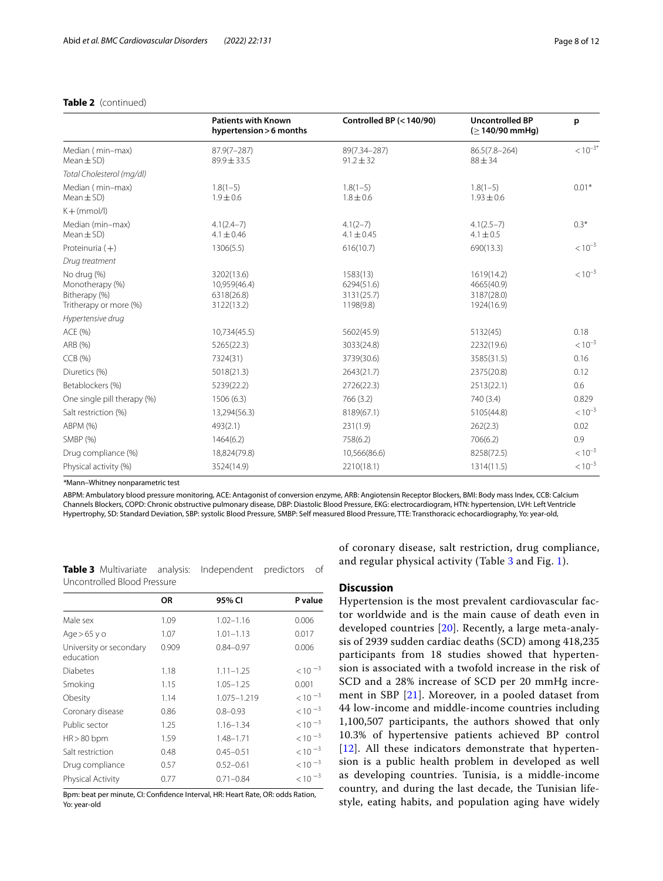**Table 2** (continued)

| | Patients with Known hypertension > 6 months | Controlled BP (< 140/90) | Uncontrolled BP (≥ 140/90 mmHg) | p |
|---|---|---|---|---|
| Median ( min–max)<br>Mean ± SD) | 87.9(7–287)<br>89.9 ± 33.5 | 89(7.34–287)<br>91.2 ± 32 | 86.5(7.8–264)<br>88 ± 34 | $< 10^{-3}$* |
| *Total Cholesterol (mg/dl)* | | | | |
| Median ( min–max)<br>Mean ± SD) | 1.8(1–5)<br>1.9 ± 0.6 | 1.8(1–5)<br>1.8 ± 0.6 | 1.8(1–5)<br>1.93 ± 0.6 | 0.01* |
| K+ (mmol/l) | | | | |
| Median (min–max)<br>Mean ± SD) | 4.1(2.4–7)<br>4.1 ± 0.46 | 4.1(2–7)<br>4.1 ± 0.45 | 4.1(2.5–7)<br>4.1 ± 0.5 | 0.3* |
| Proteinuria (+) | 1306(5.5) | 616(10.7) | 690(13.3) | $< 10^{-3}$ |
| *Drug treatment* | | | | |
| No drug (%)<br>Monotherapy (%)<br>Bitherapy (%)<br>Tritherapy or more (%) | 3202(13.6)<br>10,959(46.4)<br>6318(26.8)<br>3122(13.2) | 1583(13)<br>6294(51.6)<br>3131(25.7)<br>1198(9.8) | 1619(14.2)<br>4665(40.9)<br>3187(28.0)<br>1924(16.9) | $< 10^{-3}$ |
| *Hypertensive drug* | | | | |
| ACE (%) | 10,734(45.5) | 5602(45.9) | 5132(45) | 0.18 |
| ARB (%) | 5265(22.3) | 3033(24.8) | 2232(19.6) | $< 10^{-3}$ |
| CCB (%) | 7324(31) | 3739(30.6) | 3585(31.5) | 0.16 |
| Diuretics (%) | 5018(21.3) | 2643(21.7) | 2375(20.8) | 0.12 |
| Betablockers (%) | 5239(22.2) | 2726(22.3) | 2513(22.1) | 0.6 |
| One single pill therapy (%) | 1506 (6.3) | 766 (3.2) | 740 (3.4) | 0.829 |
| Salt restriction (%) | 13,294(56.3) | 8189(67.1) | 5105(44.8) | $< 10^{-3}$ |
| ABPM (%) | 493(2.1) | 231(1.9) | 262(2.3) | 0.02 |
| SMBP (%) | 1464(6.2) | 758(6.2) | 706(6.2) | 0.9 |
| Drug compliance (%) | 18,824(79.8) | 10,566(86.6) | 8258(72.5) | $< 10^{-3}$ |
| Physical activity (%) | 3524(14.9) | 2210(18.1) | 1314(11.5) | $< 10^{-3}$ |

*Mann–Whitney nonparametric test

ABPM: Ambulatory blood pressure monitoring, ACE: Antagonist of conversion enzyme, ARB: Angiotensin Receptor Blockers, BMI: Body mass Index, CCB: Calcium Channels Blockers, COPD: Chronic obstructive pulmonary disease, DBP: Diastolic Blood Pressure, EKG: electrocardiogram, HTN: hypertension, LVH: Left Ventricle Hypertrophy, SD: Standard Deviation, SBP: systolic Blood Pressure, SMBP: Self measured Blood Pressure, TTE: Transthoracic echocardiography, Yo: year-old,

**Table 3** Multivariate analysis: Independent predictors of Uncontrolled Blood Pressure

| | OR | 95% CI | P value |
|---|---|---|---|
| Male sex | 1.09 | 1.02–1.16 | 0.006 |
| Age > 65 y o | 1.07 | 1.01–1.13 | 0.017 |
| University or secondary education | 0.909 | 0.84–0.97 | 0.006 |
| Diabetes | 1.18 | 1.11–1.25 | $< 10^{-3}$ |
| Smoking | 1.15 | 1.05–1.25 | 0.001 |
| Obesity | 1.14 | 1.075–1.219 | $< 10^{-3}$ |
| Coronary disease | 0.86 | 0.8–0.93 | $< 10^{-3}$ |
| Public sector | 1.25 | 1.16–1.34 | $< 10^{-3}$ |
| HR > 80 bpm | 1.59 | 1.48–1.71 | $< 10^{-3}$ |
| Salt restriction | 0.48 | 0.45–0.51 | $< 10^{-3}$ |
| Drug compliance | 0.57 | 0.52–0.61 | $< 10^{-3}$ |
| Physical Activity | 0.77 | 0.71–0.84 | $< 10^{-3}$ |

Bpm: beat per minute, CI: Confidence Interval, HR: Heart Rate, OR: odds Ration, Yo: year-old

of coronary disease, salt restriction, drug compliance, and regular physical activity (Table 3 and Fig. 1).

## Discussion

Hypertension is the most prevalent cardiovascular factor worldwide and is the main cause of death even in developed countries [20]. Recently, a large meta-analysis of 2939 sudden cardiac deaths (SCD) among 418,235 participants from 18 studies showed that hypertension is associated with a twofold increase in the risk of SCD and a 28% increase of SCD per 20 mmHg increment in SBP [21]. Moreover, in a pooled dataset from 44 low-income and middle-income countries including 1,100,507 participants, the authors showed that only 10.3% of hypertensive patients achieved BP control [12]. All these indicators demonstrate that hypertension is a public health problem in developed as well as developing countries. Tunisia, is a middle-income country, and during the last decade, the Tunisian lifestyle, eating habits, and population aging have widely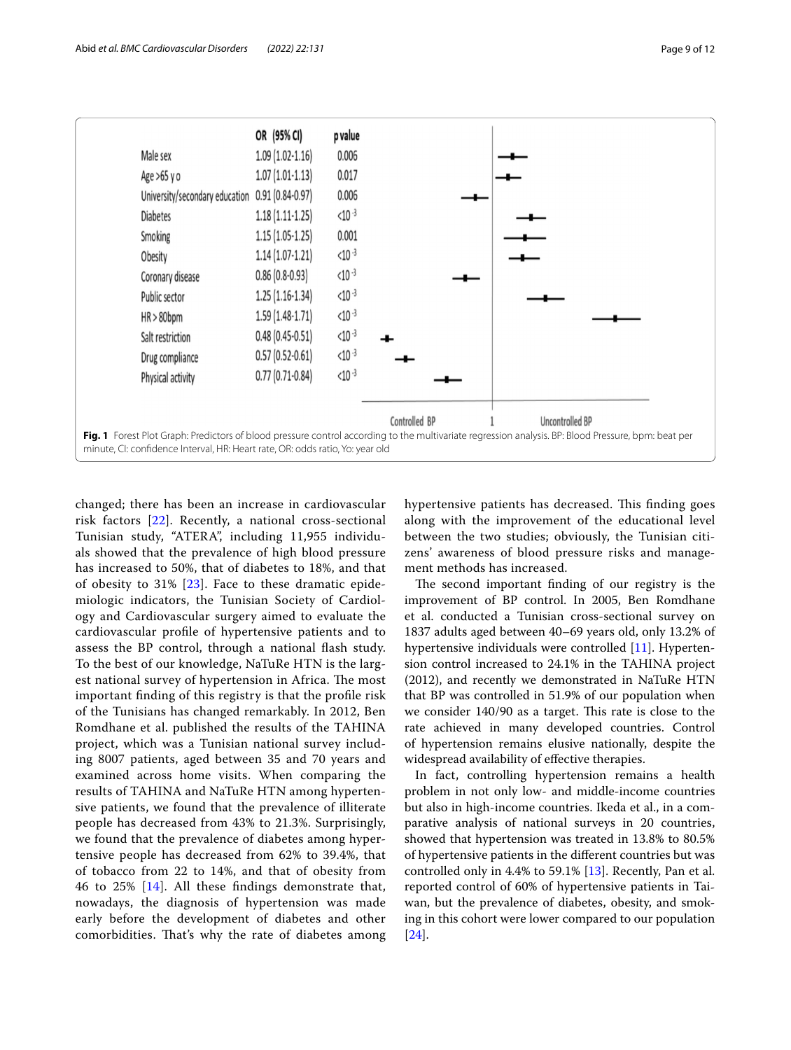| | OR (95% CI) | p value |
|---|---|---|
| Male sex | 1.09 (1.02-1.16) | 0.006 |
| Age >65 y o | 1.07 (1.01-1.13) | 0.017 |
| University/secondary education | 0.91 (0.84-0.97) | 0.006 |
| Diabetes | 1.18 (1.11-1.25) | $<10^{-3}$ |
| Smoking | 1.15 (1.05-1.25) | 0.001 |
| Obesity | 1.14 (1.07-1.21) | $<10^{-3}$ |
| Coronary disease | 0.86 (0.8-0.93) | $<10^{-3}$ |
| Public sector | 1.25 (1.16-1.34) | $<10^{-3}$ |
| HR > 80bpm | 1.59 (1.48-1.71) | $<10^{-3}$ |
| Salt restriction | 0.48 (0.45-0.51) | $<10^{-3}$ |
| Drug compliance | 0.57 (0.52-0.61) | $<10^{-3}$ |
| Physical activity | 0.77 (0.71-0.84) | $<10^{-3}$ |

Controlled BP — 1 — Uncontrolled BP

**Fig. 1** Forest Plot Graph: Predictors of blood pressure control according to the multivariate regression analysis. BP: Blood Pressure, bpm: beat per minute, CI: confidence Interval, HR: Heart rate, OR: odds ratio, Yo: year old

changed; there has been an increase in cardiovascular risk factors [22]. Recently, a national cross-sectional Tunisian study, "ATERA", including 11,955 individuals showed that the prevalence of high blood pressure has increased to 50%, that of diabetes to 18%, and that of obesity to 31% [23]. Face to these dramatic epidemiologic indicators, the Tunisian Society of Cardiology and Cardiovascular surgery aimed to evaluate the cardiovascular profile of hypertensive patients and to assess the BP control, through a national flash study. To the best of our knowledge, NaTuRe HTN is the largest national survey of hypertension in Africa. The most important finding of this registry is that the profile risk of the Tunisians has changed remarkably. In 2012, Ben Romdhane et al. published the results of the TAHINA project, which was a Tunisian national survey including 8007 patients, aged between 35 and 70 years and examined across home visits. When comparing the results of TAHINA and NaTuRe HTN among hypertensive patients, we found that the prevalence of illiterate people has decreased from 43% to 21.3%. Surprisingly, we found that the prevalence of diabetes among hypertensive people has decreased from 62% to 39.4%, that of tobacco from 22 to 14%, and that of obesity from 46 to 25% [14]. All these findings demonstrate that, nowadays, the diagnosis of hypertension was made early before the development of diabetes and other comorbidities. That's why the rate of diabetes among hypertensive patients has decreased. This finding goes along with the improvement of the educational level between the two studies; obviously, the Tunisian citizens' awareness of blood pressure risks and management methods has increased.

The second important finding of our registry is the improvement of BP control. In 2005, Ben Romdhane et al. conducted a Tunisian cross-sectional survey on 1837 adults aged between 40–69 years old, only 13.2% of hypertensive individuals were controlled [11]. Hypertension control increased to 24.1% in the TAHINA project (2012), and recently we demonstrated in NaTuRe HTN that BP was controlled in 51.9% of our population when we consider 140/90 as a target. This rate is close to the rate achieved in many developed countries. Control of hypertension remains elusive nationally, despite the widespread availability of effective therapies.

In fact, controlling hypertension remains a health problem in not only low- and middle-income countries but also in high-income countries. Ikeda et al., in a comparative analysis of national surveys in 20 countries, showed that hypertension was treated in 13.8% to 80.5% of hypertensive patients in the different countries but was controlled only in 4.4% to 59.1% [13]. Recently, Pan et al. reported control of 60% of hypertensive patients in Taiwan, but the prevalence of diabetes, obesity, and smoking in this cohort were lower compared to our population [24].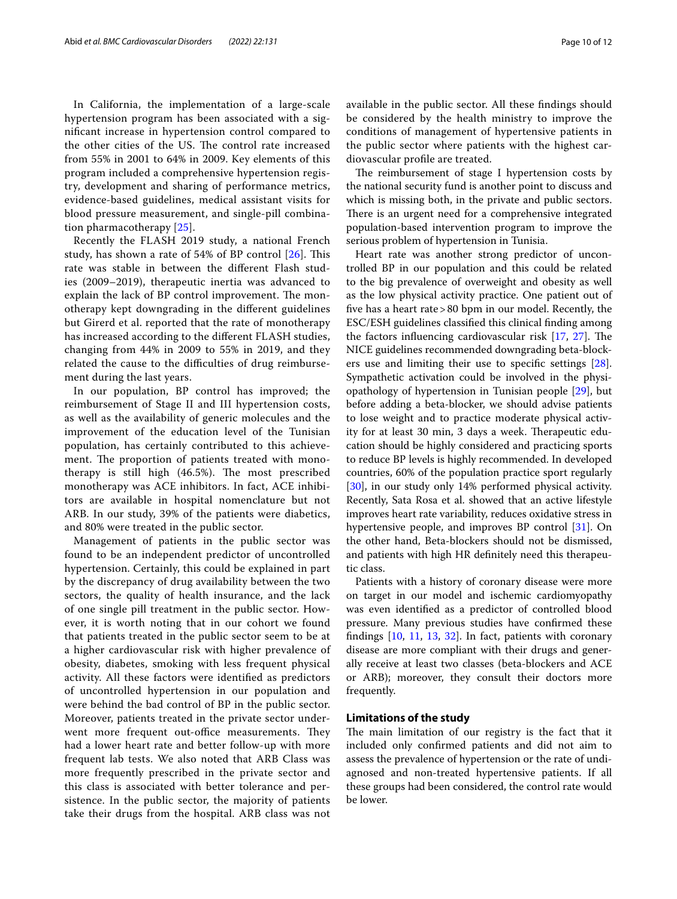In California, the implementation of a large-scale hypertension program has been associated with a significant increase in hypertension control compared to the other cities of the US. The control rate increased from 55% in 2001 to 64% in 2009. Key elements of this program included a comprehensive hypertension registry, development and sharing of performance metrics, evidence-based guidelines, medical assistant visits for blood pressure measurement, and single-pill combination pharmacotherapy [25].

Recently the FLASH 2019 study, a national French study, has shown a rate of 54% of BP control [26]. This rate was stable in between the different Flash studies (2009–2019), therapeutic inertia was advanced to explain the lack of BP control improvement. The monotherapy kept downgrading in the different guidelines but Girerd et al. reported that the rate of monotherapy has increased according to the different FLASH studies, changing from 44% in 2009 to 55% in 2019, and they related the cause to the difficulties of drug reimbursement during the last years.

In our population, BP control has improved; the reimbursement of Stage II and III hypertension costs, as well as the availability of generic molecules and the improvement of the education level of the Tunisian population, has certainly contributed to this achievement. The proportion of patients treated with monotherapy is still high (46.5%). The most prescribed monotherapy was ACE inhibitors. In fact, ACE inhibitors are available in hospital nomenclature but not ARB. In our study, 39% of the patients were diabetics, and 80% were treated in the public sector.

Management of patients in the public sector was found to be an independent predictor of uncontrolled hypertension. Certainly, this could be explained in part by the discrepancy of drug availability between the two sectors, the quality of health insurance, and the lack of one single pill treatment in the public sector. However, it is worth noting that in our cohort we found that patients treated in the public sector seem to be at a higher cardiovascular risk with higher prevalence of obesity, diabetes, smoking with less frequent physical activity. All these factors were identified as predictors of uncontrolled hypertension in our population and were behind the bad control of BP in the public sector. Moreover, patients treated in the private sector underwent more frequent out-office measurements. They had a lower heart rate and better follow-up with more frequent lab tests. We also noted that ARB Class was more frequently prescribed in the private sector and this class is associated with better tolerance and persistence. In the public sector, the majority of patients take their drugs from the hospital. ARB class was not available in the public sector. All these findings should be considered by the health ministry to improve the conditions of management of hypertensive patients in the public sector where patients with the highest cardiovascular profile are treated.

The reimbursement of stage I hypertension costs by the national security fund is another point to discuss and which is missing both, in the private and public sectors. There is an urgent need for a comprehensive integrated population-based intervention program to improve the serious problem of hypertension in Tunisia.

Heart rate was another strong predictor of uncontrolled BP in our population and this could be related to the big prevalence of overweight and obesity as well as the low physical activity practice. One patient out of five has a heart rate > 80 bpm in our model. Recently, the ESC/ESH guidelines classified this clinical finding among the factors influencing cardiovascular risk [17, 27]. The NICE guidelines recommended downgrading beta-blockers use and limiting their use to specific settings [28]. Sympathetic activation could be involved in the physiopathology of hypertension in Tunisian people [29], but before adding a beta-blocker, we should advise patients to lose weight and to practice moderate physical activity for at least 30 min, 3 days a week. Therapeutic education should be highly considered and practicing sports to reduce BP levels is highly recommended. In developed countries, 60% of the population practice sport regularly [30], in our study only 14% performed physical activity. Recently, Sata Rosa et al. showed that an active lifestyle improves heart rate variability, reduces oxidative stress in hypertensive people, and improves BP control [31]. On the other hand, Beta-blockers should not be dismissed, and patients with high HR definitely need this therapeutic class.

Patients with a history of coronary disease were more on target in our model and ischemic cardiomyopathy was even identified as a predictor of controlled blood pressure. Many previous studies have confirmed these findings [10, 11, 13, 32]. In fact, patients with coronary disease are more compliant with their drugs and generally receive at least two classes (beta-blockers and ACE or ARB); moreover, they consult their doctors more frequently.

## Limitations of the study

The main limitation of our registry is the fact that it included only confirmed patients and did not aim to assess the prevalence of hypertension or the rate of undiagnosed and non-treated hypertensive patients. If all these groups had been considered, the control rate would be lower.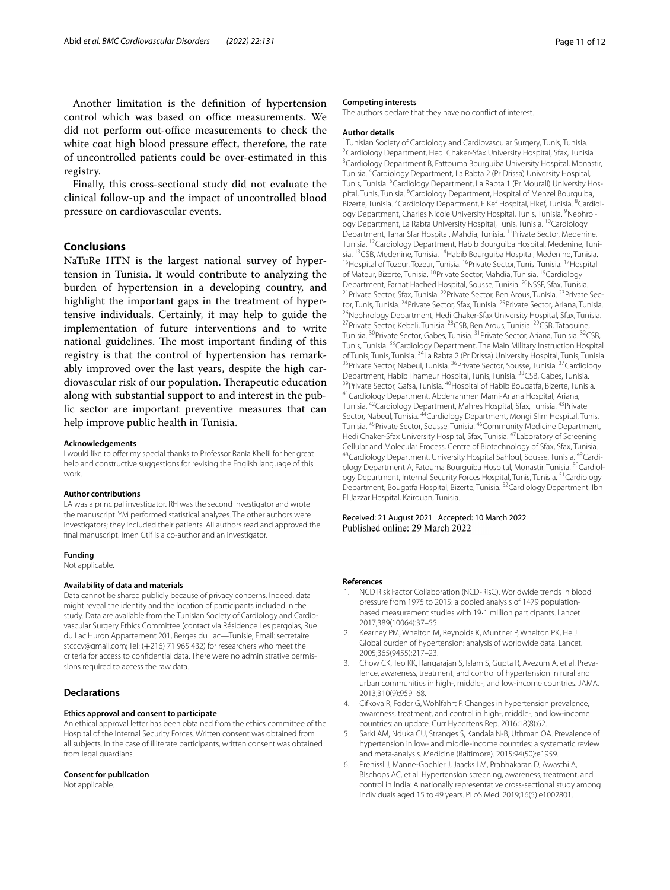Another limitation is the definition of hypertension control which was based on office measurements. We did not perform out-office measurements to check the white coat high blood pressure effect, therefore, the rate of uncontrolled patients could be over-estimated in this registry.

Finally, this cross-sectional study did not evaluate the clinical follow-up and the impact of uncontrolled blood pressure on cardiovascular events.

## Conclusions

NaTuRe HTN is the largest national survey of hypertension in Tunisia. It would contribute to analyzing the burden of hypertension in a developing country, and highlight the important gaps in the treatment of hypertensive individuals. Certainly, it may help to guide the implementation of future interventions and to write national guidelines. The most important finding of this registry is that the control of hypertension has remarkably improved over the last years, despite the high cardiovascular risk of our population. Therapeutic education along with substantial support to and interest in the public sector are important preventive measures that can help improve public health in Tunisia.

#### Acknowledgements

I would like to offer my special thanks to Professor Rania Khelil for her great help and constructive suggestions for revising the English language of this work.

#### Author contributions

LA was a principal investigator. RH was the second investigator and wrote the manuscript. YM performed statistical analyzes. The other authors were investigators; they included their patients. All authors read and approved the final manuscript. Imen Gtif is a co-author and an investigator.

#### Funding

Not applicable.

#### Availability of data and materials

Data cannot be shared publicly because of privacy concerns. Indeed, data might reveal the identity and the location of participants included in the study. Data are available from the Tunisian Society of Cardiology and Cardiovascular Surgery Ethics Committee (contact via Résidence Les pergolas, Rue du Lac Huron Appartement 201, Berges du Lac—Tunisie, Email: secretaire.stcccv@gmail.com; Tel: (+216) 71 965 432) for researchers who meet the criteria for access to confidential data. There were no administrative permissions required to access the raw data.

## Declarations

#### Ethics approval and consent to participate

An ethical approval letter has been obtained from the ethics committee of the Hospital of the Internal Security Forces. Written consent was obtained from all subjects. In the case of illiterate participants, written consent was obtained from legal guardians.

#### Consent for publication

Not applicable.

#### Competing interests

The authors declare that they have no conflict of interest.

#### Author details

[1]Tunisian Society of Cardiology and Cardiovascular Surgery, Tunis, Tunisia. [2]Cardiology Department, Hedi Chaker-Sfax University Hospital, Sfax, Tunisia. [3]Cardiology Department B, Fattouma Bourguiba University Hospital, Monastir, Tunisia. [4]Cardiology Department, La Rabta 2 (Pr Drissa) University Hospital, Tunis, Tunisia. [5]Cardiology Department, La Rabta 1 (Pr Mourali) University Hospital, Tunis, Tunisia. [6]Cardiology Department, Hospital of Menzel Bourguiba, Bizerte, Tunisia. [7]Cardiology Department, ElKef Hospital, Elkef, Tunisia. [8]Cardiology Department, Charles Nicole University Hospital, Tunis, Tunisia. [9]Nephrology Department, La Rabta University Hospital, Tunis, Tunisia. [10]Cardiology Department, Tahar Sfar Hospital, Mahdia, Tunisia. [11]Private Sector, Medenine, Tunisia. [12]Cardiology Department, Habib Bourguiba Hospital, Medenine, Tunisia. [13]CSB, Medenine, Tunisia. [14]Habib Bourguiba Hospital, Medenine, Tunisia. [15]Hospital of Tozeur, Tozeur, Tunisia. [16]Private Sector, Tunis, Tunisia. [17]Hospital of Mateur, Bizerte, Tunisia. [18]Private Sector, Mahdia, Tunisia. [19]Cardiology Department, Farhat Hached Hospital, Sousse, Tunisia. [20]NSSF, Sfax, Tunisia. [21]Private Sector, Sfax, Tunisia. [22]Private Sector, Ben Arous, Tunisia. [23]Private Sector, Tunis, Tunisia. [24]Private Sector, Sfax, Tunisia. [25]Private Sector, Ariana, Tunisia. [26]Nephrology Department, Hedi Chaker-Sfax University Hospital, Sfax, Tunisia. [27]Private Sector, Kebeli, Tunisia. [28]CSB, Ben Arous, Tunisia. [29]CSB, Tataouine, Tunisia. [30]Private Sector, Gabes, Tunisia. [31]Private Sector, Ariana, Tunisia. [32]CSB, Tunis, Tunisia. [33]Cardiology Department, The Main Military Instruction Hospital of Tunis, Tunis, Tunisia. [34]La Rabta 2 (Pr Drissa) University Hospital, Tunis, Tunisia. [35]Private Sector, Nabeul, Tunisia. [36]Private Sector, Sousse, Tunisia. [37]Cardiology Department, Habib Thameur Hospital, Tunis, Tunisia. [38]CSB, Gabes, Tunisia. [39]Private Sector, Gafsa, Tunisia. [40]Hospital of Habib Bougatfa, Bizerte, Tunisia. [41]Cardiology Department, Abderrahmen Mami-Ariana Hospital, Ariana, Tunisia. [42]Cardiology Department, Mahres Hospital, Sfax, Tunisia. [43]Private Sector, Nabeul, Tunisia. [44]Cardiology Department, Mongi Slim Hospital, Tunis, Tunisia. [45]Private Sector, Sousse, Tunisia. [46]Community Medicine Department, Hedi Chaker-Sfax University Hospital, Sfax, Tunisia. [47]Laboratory of Screening Cellular and Molecular Process, Centre of Biotechnology of Sfax, Sfax, Tunisia. [48]Cardiology Department, University Hospital Sahloul, Sousse, Tunisia. [49]Cardiology Department A, Fatouma Bourguiba Hospital, Monastir, Tunisia. [50]Cardiology Department, Internal Security Forces Hospital, Tunis, Tunisia. [51]Cardiology Department, Bougatfa Hospital, Bizerte, Tunisia. [52]Cardiology Department, Ibn El Jazzar Hospital, Kairouan, Tunisia.

Received: 21 August 2021 Accepted: 10 March 2022
Published online: 29 March 2022

#### References

1. NCD Risk Factor Collaboration (NCD-RisC). Worldwide trends in blood pressure from 1975 to 2015: a pooled analysis of 1479 population-based measurement studies with 19·1 million participants. Lancet 2017;389(10064):37–55.
2. Kearney PM, Whelton M, Reynolds K, Muntner P, Whelton PK, He J. Global burden of hypertension: analysis of worldwide data. Lancet. 2005;365(9455):217–23.
3. Chow CK, Teo KK, Rangarajan S, Islam S, Gupta R, Avezum A, et al. Prevalence, awareness, treatment, and control of hypertension in rural and urban communities in high-, middle-, and low-income countries. JAMA. 2013;310(9):959–68.
4. Cifkova R, Fodor G, Wohlfahrt P. Changes in hypertension prevalence, awareness, treatment, and control in high-, middle-, and low-income countries: an update. Curr Hypertens Rep. 2016;18(8):62.
5. Sarki AM, Nduka CU, Stranges S, Kandala N-B, Uthman OA. Prevalence of hypertension in low- and middle-income countries: a systematic review and meta-analysis. Medicine (Baltimore). 2015;94(50):e1959.
6. Prenissl J, Manne-Goehler J, Jaacks LM, Prabhakaran D, Awasthi A, Bischops AC, et al. Hypertension screening, awareness, treatment, and control in India: A nationally representative cross-sectional study among individuals aged 15 to 49 years. PLoS Med. 2019;16(5):e1002801.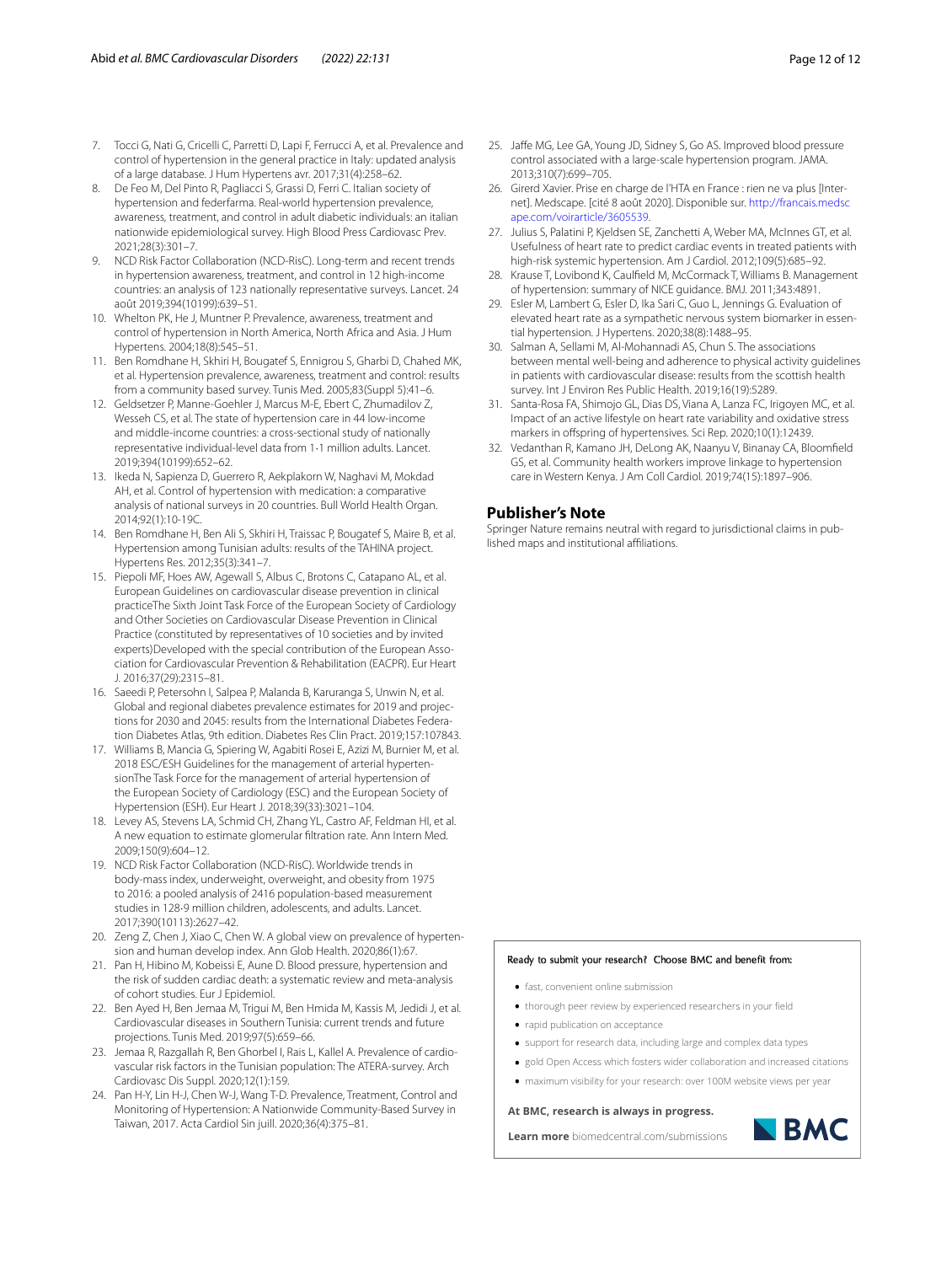7. Tocci G, Nati G, Cricelli C, Parretti D, Lapi F, Ferrucci A, et al. Prevalence and control of hypertension in the general practice in Italy: updated analysis of a large database. J Hum Hypertens avr. 2017;31(4):258–62.
8. De Feo M, Del Pinto R, Pagliacci S, Grassi D, Ferri C. Italian society of hypertension and federfarma. Real-world hypertension prevalence, awareness, treatment, and control in adult diabetic individuals: an italian nationwide epidemiological survey. High Blood Press Cardiovasc Prev. 2021;28(3):301–7.
9. NCD Risk Factor Collaboration (NCD-RisC). Long-term and recent trends in hypertension awareness, treatment, and control in 12 high-income countries: an analysis of 123 nationally representative surveys. Lancet. 24 août 2019;394(10199):639–51.
10. Whelton PK, He J, Muntner P. Prevalence, awareness, treatment and control of hypertension in North America, North Africa and Asia. J Hum Hypertens. 2004;18(8):545–51.
11. Ben Romdhane H, Skhiri H, Bougatef S, Ennigrou S, Gharbi D, Chahed MK, et al. Hypertension prevalence, awareness, treatment and control: results from a community based survey. Tunis Med. 2005;83(Suppl 5):41–6.
12. Geldsetzer P, Manne-Goehler J, Marcus M-E, Ebert C, Zhumadilov Z, Wesseh CS, et al. The state of hypertension care in 44 low-income and middle-income countries: a cross-sectional study of nationally representative individual-level data from 1·1 million adults. Lancet. 2019;394(10199):652–62.
13. Ikeda N, Sapienza D, Guerrero R, Aekplakorn W, Naghavi M, Mokdad AH, et al. Control of hypertension with medication: a comparative analysis of national surveys in 20 countries. Bull World Health Organ. 2014;92(1):10-19C.
14. Ben Romdhane H, Ben Ali S, Skhiri H, Traissac P, Bougatef S, Maire B, et al. Hypertension among Tunisian adults: results of the TAHINA project. Hypertens Res. 2012;35(3):341–7.
15. Piepoli MF, Hoes AW, Agewall S, Albus C, Brotons C, Catapano AL, et al. European Guidelines on cardiovascular disease prevention in clinical practiceThe Sixth Joint Task Force of the European Society of Cardiology and Other Societies on Cardiovascular Disease Prevention in Clinical Practice (constituted by representatives of 10 societies and by invited experts)Developed with the special contribution of the European Association for Cardiovascular Prevention & Rehabilitation (EACPR). Eur Heart J. 2016;37(29):2315–81.
16. Saeedi P, Petersohn I, Salpea P, Malanda B, Karuranga S, Unwin N, et al. Global and regional diabetes prevalence estimates for 2019 and projections for 2030 and 2045: results from the International Diabetes Federation Diabetes Atlas, 9th edition. Diabetes Res Clin Pract. 2019;157:107843.
17. Williams B, Mancia G, Spiering W, Agabiti Rosei E, Azizi M, Burnier M, et al. 2018 ESC/ESH Guidelines for the management of arterial hypertensionThe Task Force for the management of arterial hypertension of the European Society of Cardiology (ESC) and the European Society of Hypertension (ESH). Eur Heart J. 2018;39(33):3021–104.
18. Levey AS, Stevens LA, Schmid CH, Zhang YL, Castro AF, Feldman HI, et al. A new equation to estimate glomerular filtration rate. Ann Intern Med. 2009;150(9):604–12.
19. NCD Risk Factor Collaboration (NCD-RisC). Worldwide trends in body-mass index, underweight, overweight, and obesity from 1975 to 2016: a pooled analysis of 2416 population-based measurement studies in 128·9 million children, adolescents, and adults. Lancet. 2017;390(10113):2627–42.
20. Zeng Z, Chen J, Xiao C, Chen W. A global view on prevalence of hypertension and human develop index. Ann Glob Health. 2020;86(1):67.
21. Pan H, Hibino M, Kobeissi E, Aune D. Blood pressure, hypertension and the risk of sudden cardiac death: a systematic review and meta-analysis of cohort studies. Eur J Epidemiol.
22. Ben Ayed H, Ben Jemaa M, Trigui M, Ben Hmida M, Kassis M, Jedidi J, et al. Cardiovascular diseases in Southern Tunisia: current trends and future projections. Tunis Med. 2019;97(5):659–66.
23. Jemaa R, Razgallah R, Ben Ghorbel I, Rais L, Kallel A. Prevalence of cardiovascular risk factors in the Tunisian population: The ATERA-survey. Arch Cardiovasc Dis Suppl. 2020;12(1):159.
24. Pan H-Y, Lin H-J, Chen W-J, Wang T-D. Prevalence, Treatment, Control and Monitoring of Hypertension: A Nationwide Community-Based Survey in Taiwan, 2017. Acta Cardiol Sin juill. 2020;36(4):375–81.
25. Jaffe MG, Lee GA, Young JD, Sidney S, Go AS. Improved blood pressure control associated with a large-scale hypertension program. JAMA. 2013;310(7):699–705.
26. Girerd Xavier. Prise en charge de l'HTA en France : rien ne va plus [Internet]. Medscape. [cité 8 août 2020]. Disponible sur. http://francais.medscape.com/voirarticle/3605539.
27. Julius S, Palatini P, Kjeldsen SE, Zanchetti A, Weber MA, McInnes GT, et al. Usefulness of heart rate to predict cardiac events in treated patients with high-risk systemic hypertension. Am J Cardiol. 2012;109(5):685–92.
28. Krause T, Lovibond K, Caulfield M, McCormack T, Williams B. Management of hypertension: summary of NICE guidance. BMJ. 2011;343:4891.
29. Esler M, Lambert G, Esler D, Ika Sari C, Guo L, Jennings G. Evaluation of elevated heart rate as a sympathetic nervous system biomarker in essential hypertension. J Hypertens. 2020;38(8):1488–95.
30. Salman A, Sellami M, Al-Mohannadi AS, Chun S. The associations between mental well-being and adherence to physical activity guidelines in patients with cardiovascular disease: results from the scottish health survey. Int J Environ Res Public Health. 2019;16(19):5289.
31. Santa-Rosa FA, Shimojo GL, Dias DS, Viana A, Lanza FC, Irigoyen MC, et al. Impact of an active lifestyle on heart rate variability and oxidative stress markers in offspring of hypertensives. Sci Rep. 2020;10(1):12439.
32. Vedanthan R, Kamano JH, DeLong AK, Naanyu V, Binanay CA, Bloomfield GS, et al. Community health workers improve linkage to hypertension care in Western Kenya. J Am Coll Cardiol. 2019;74(15):1897–906.

## Publisher's Note

Springer Nature remains neutral with regard to jurisdictional claims in published maps and institutional affiliations.

Ready to submit your research? Choose BMC and benefit from:

- fast, convenient online submission
- thorough peer review by experienced researchers in your field
- rapid publication on acceptance
- support for research data, including large and complex data types
- gold Open Access which fosters wider collaboration and increased citations
- maximum visibility for your research: over 100M website views per year

**At BMC, research is always in progress.**

**Learn more** biomedcentral.com/submissions

BMC